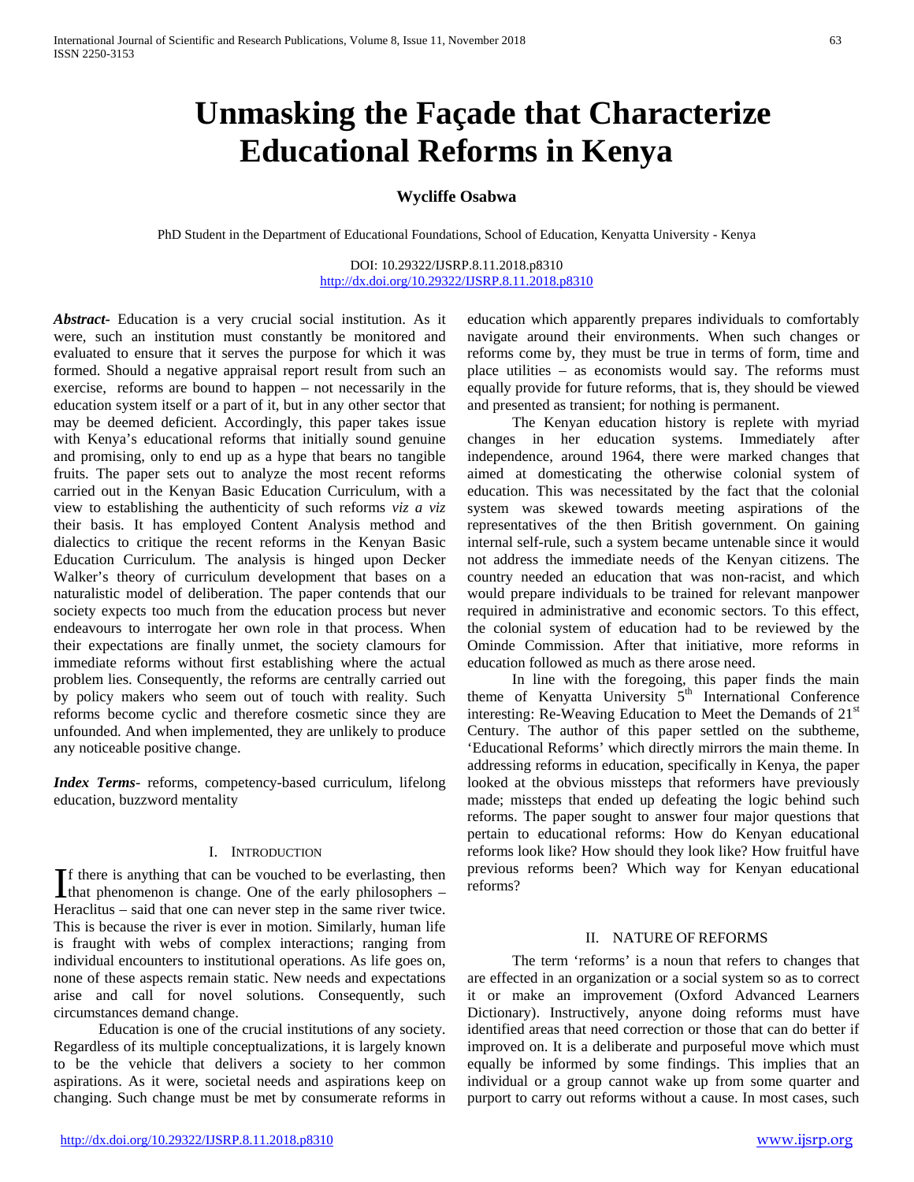# Unmasking the Façade that Characterize Educational Reforms in Kenya

**Wycliffe Osabwa**

PhD Student in the Department of Educational Foundations, School of Education, Kenyatta University - Kenya

DOI: 10.29322/IJSRP.8.11.2018.p8310
http://dx.doi.org/10.29322/IJSRP.8.11.2018.p8310

***Abstract***- Education is a very crucial social institution. As it were, such an institution must constantly be monitored and evaluated to ensure that it serves the purpose for which it was formed. Should a negative appraisal report result from such an exercise, reforms are bound to happen – not necessarily in the education system itself or a part of it, but in any other sector that may be deemed deficient. Accordingly, this paper takes issue with Kenya's educational reforms that initially sound genuine and promising, only to end up as a hype that bears no tangible fruits. The paper sets out to analyze the most recent reforms carried out in the Kenyan Basic Education Curriculum, with a view to establishing the authenticity of such reforms *viz a viz* their basis. It has employed Content Analysis method and dialectics to critique the recent reforms in the Kenyan Basic Education Curriculum. The analysis is hinged upon Decker Walker's theory of curriculum development that bases on a naturalistic model of deliberation. The paper contends that our society expects too much from the education process but never endeavours to interrogate her own role in that process. When their expectations are finally unmet, the society clamours for immediate reforms without first establishing where the actual problem lies. Consequently, the reforms are centrally carried out by policy makers who seem out of touch with reality. Such reforms become cyclic and therefore cosmetic since they are unfounded. And when implemented, they are unlikely to produce any noticeable positive change.

***Index Terms***- reforms, competency-based curriculum, lifelong education, buzzword mentality

## I. Introduction

If there is anything that can be vouched to be everlasting, then that phenomenon is change. One of the early philosophers – Heraclitus – said that one can never step in the same river twice. This is because the river is ever in motion. Similarly, human life is fraught with webs of complex interactions; ranging from individual encounters to institutional operations. As life goes on, none of these aspects remain static. New needs and expectations arise and call for novel solutions. Consequently, such circumstances demand change.

Education is one of the crucial institutions of any society. Regardless of its multiple conceptualizations, it is largely known to be the vehicle that delivers a society to her common aspirations. As it were, societal needs and aspirations keep on changing. Such change must be met by consumerate reforms in education which apparently prepares individuals to comfortably navigate around their environments. When such changes or reforms come by, they must be true in terms of form, time and place utilities – as economists would say. The reforms must equally provide for future reforms, that is, they should be viewed and presented as transient; for nothing is permanent.

The Kenyan education history is replete with myriad changes in her education systems. Immediately after independence, around 1964, there were marked changes that aimed at domesticating the otherwise colonial system of education. This was necessitated by the fact that the colonial system was skewed towards meeting aspirations of the representatives of the then British government. On gaining internal self-rule, such a system became untenable since it would not address the immediate needs of the Kenyan citizens. The country needed an education that was non-racist, and which would prepare individuals to be trained for relevant manpower required in administrative and economic sectors. To this effect, the colonial system of education had to be reviewed by the Ominde Commission. After that initiative, more reforms in education followed as much as there arose need.

In line with the foregoing, this paper finds the main theme of Kenyatta University 5th International Conference interesting: Re-Weaving Education to Meet the Demands of 21st Century. The author of this paper settled on the subtheme, 'Educational Reforms' which directly mirrors the main theme. In addressing reforms in education, specifically in Kenya, the paper looked at the obvious missteps that reformers have previously made; missteps that ended up defeating the logic behind such reforms. The paper sought to answer four major questions that pertain to educational reforms: How do Kenyan educational reforms look like? How should they look like? How fruitful have previous reforms been? Which way for Kenyan educational reforms?

## II. Nature of Reforms

The term 'reforms' is a noun that refers to changes that are effected in an organization or a social system so as to correct it or make an improvement (Oxford Advanced Learners Dictionary). Instructively, anyone doing reforms must have identified areas that need correction or those that can do better if improved on. It is a deliberate and purposeful move which must equally be informed by some findings. This implies that an individual or a group cannot wake up from some quarter and purport to carry out reforms without a cause. In most cases, such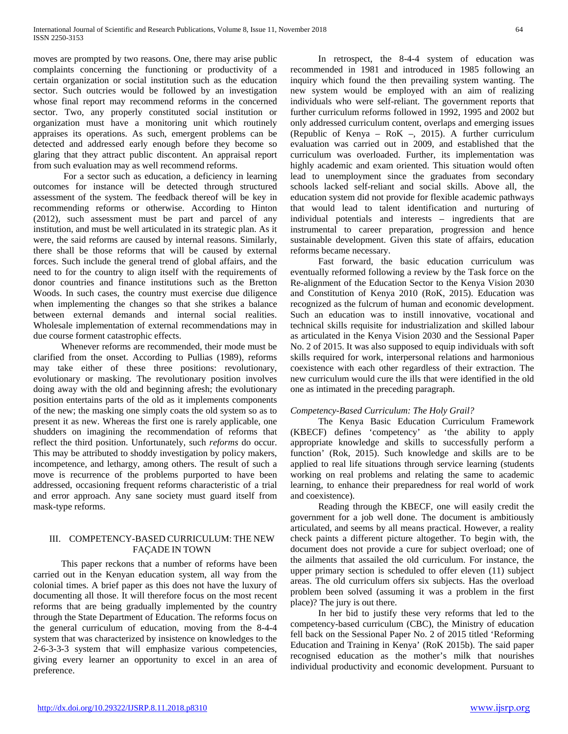moves are prompted by two reasons. One, there may arise public complaints concerning the functioning or productivity of a certain organization or social institution such as the education sector. Such outcries would be followed by an investigation whose final report may recommend reforms in the concerned sector. Two, any properly constituted social institution or organization must have a monitoring unit which routinely appraises its operations. As such, emergent problems can be detected and addressed early enough before they become so glaring that they attract public discontent. An appraisal report from such evaluation may as well recommend reforms.

For a sector such as education, a deficiency in learning outcomes for instance will be detected through structured assessment of the system. The feedback thereof will be key in recommending reforms or otherwise. According to Hinton (2012), such assessment must be part and parcel of any institution, and must be well articulated in its strategic plan. As it were, the said reforms are caused by internal reasons. Similarly, there shall be those reforms that will be caused by external forces. Such include the general trend of global affairs, and the need to for the country to align itself with the requirements of donor countries and finance institutions such as the Bretton Woods. In such cases, the country must exercise due diligence when implementing the changes so that she strikes a balance between external demands and internal social realities. Wholesale implementation of external recommendations may in due course forment catastrophic effects.

Whenever reforms are recommended, their mode must be clarified from the onset. According to Pullias (1989), reforms may take either of these three positions: revolutionary, evolutionary or masking. The revolutionary position involves doing away with the old and beginning afresh; the evolutionary position entertains parts of the old as it implements components of the new; the masking one simply coats the old system so as to present it as new. Whereas the first one is rarely applicable, one shudders on imagining the recommendation of reforms that reflect the third position. Unfortunately, such *reforms* do occur. This may be attributed to shoddy investigation by policy makers, incompetence, and lethargy, among others. The result of such a move is recurrence of the problems purported to have been addressed, occasioning frequent reforms characteristic of a trial and error approach. Any sane society must guard itself from mask-type reforms.

## III. COMPETENCY-BASED CURRICULUM: THE NEW FAÇADE IN TOWN

This paper reckons that a number of reforms have been carried out in the Kenyan education system, all way from the colonial times. A brief paper as this does not have the luxury of documenting all those. It will therefore focus on the most recent reforms that are being gradually implemented by the country through the State Department of Education. The reforms focus on the general curriculum of education, moving from the 8-4-4 system that was characterized by insistence on knowledges to the 2-6-3-3-3 system that will emphasize various competencies, giving every learner an opportunity to excel in an area of preference.

In retrospect, the 8-4-4 system of education was recommended in 1981 and introduced in 1985 following an inquiry which found the then prevailing system wanting. The new system would be employed with an aim of realizing individuals who were self-reliant. The government reports that further curriculum reforms followed in 1992, 1995 and 2002 but only addressed curriculum content, overlaps and emerging issues (Republic of Kenya – RoK –, 2015). A further curriculum evaluation was carried out in 2009, and established that the curriculum was overloaded. Further, its implementation was highly academic and exam oriented. This situation would often lead to unemployment since the graduates from secondary schools lacked self-reliant and social skills. Above all, the education system did not provide for flexible academic pathways that would lead to talent identification and nurturing of individual potentials and interests – ingredients that are instrumental to career preparation, progression and hence sustainable development. Given this state of affairs, education reforms became necessary.

Fast forward, the basic education curriculum was eventually reformed following a review by the Task force on the Re-alignment of the Education Sector to the Kenya Vision 2030 and Constitution of Kenya 2010 (RoK, 2015). Education was recognized as the fulcrum of human and economic development. Such an education was to instill innovative, vocational and technical skills requisite for industrialization and skilled labour as articulated in the Kenya Vision 2030 and the Sessional Paper No. 2 of 2015. It was also supposed to equip individuals with soft skills required for work, interpersonal relations and harmonious coexistence with each other regardless of their extraction. The new curriculum would cure the ills that were identified in the old one as intimated in the preceding paragraph.

### *Competency-Based Curriculum: The Holy Grail?*

The Kenya Basic Education Curriculum Framework (KBECF) defines 'competency' as 'the ability to apply appropriate knowledge and skills to successfully perform a function' (Rok, 2015). Such knowledge and skills are to be applied to real life situations through service learning (students working on real problems and relating the same to academic learning, to enhance their preparedness for real world of work and coexistence).

Reading through the KBECF, one will easily credit the government for a job well done. The document is ambitiously articulated, and seems by all means practical. However, a reality check paints a different picture altogether. To begin with, the document does not provide a cure for subject overload; one of the ailments that assailed the old curriculum. For instance, the upper primary section is scheduled to offer eleven (11) subject areas. The old curriculum offers six subjects. Has the overload problem been solved (assuming it was a problem in the first place)? The jury is out there.

In her bid to justify these very reforms that led to the competency-based curriculum (CBC), the Ministry of education fell back on the Sessional Paper No. 2 of 2015 titled 'Reforming Education and Training in Kenya' (RoK 2015b). The said paper recognised education as the mother's milk that nourishes individual productivity and economic development. Pursuant to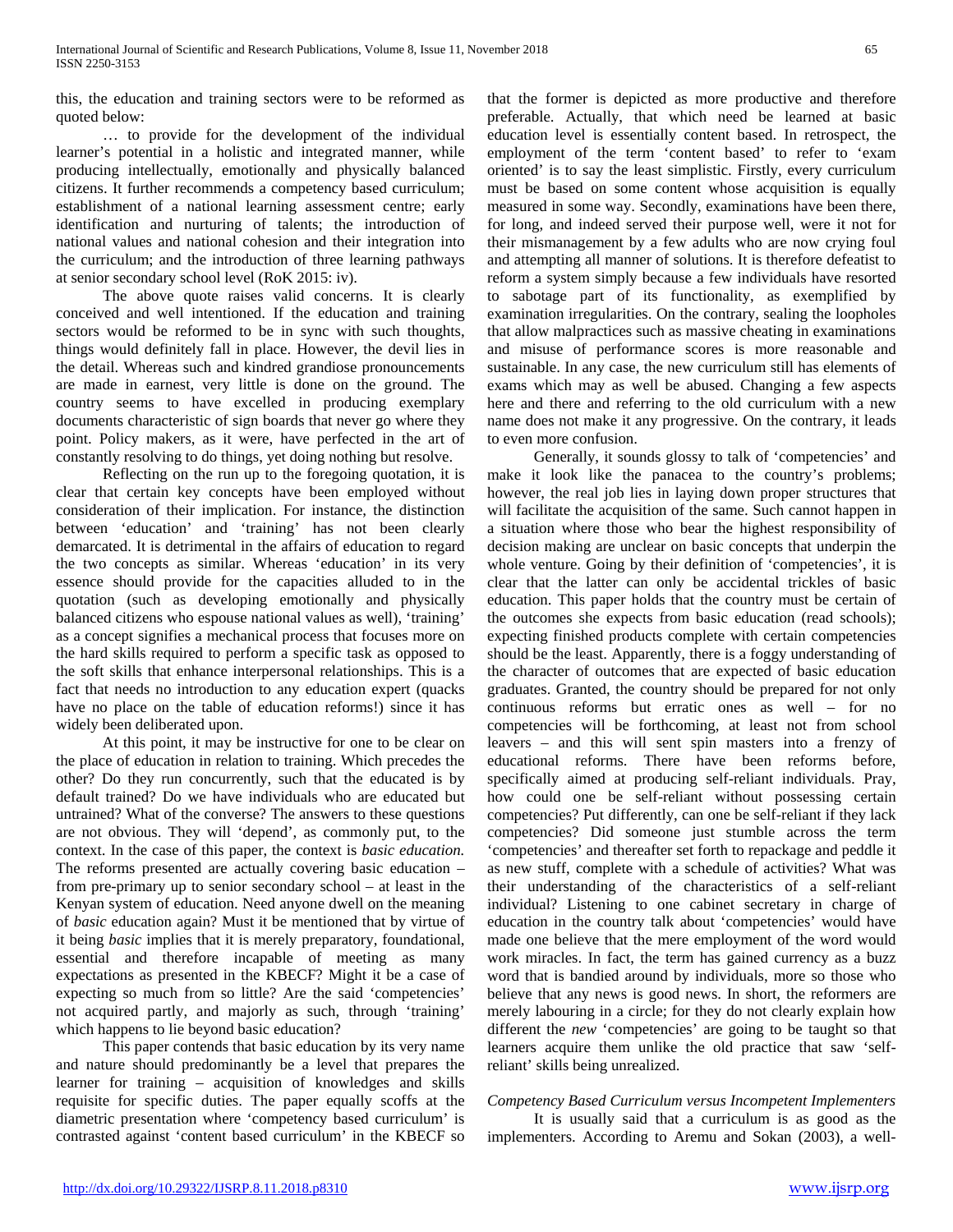this, the education and training sectors were to be reformed as quoted below:

… to provide for the development of the individual learner's potential in a holistic and integrated manner, while producing intellectually, emotionally and physically balanced citizens. It further recommends a competency based curriculum; establishment of a national learning assessment centre; early identification and nurturing of talents; the introduction of national values and national cohesion and their integration into the curriculum; and the introduction of three learning pathways at senior secondary school level (RoK 2015: iv).

The above quote raises valid concerns. It is clearly conceived and well intentioned. If the education and training sectors would be reformed to be in sync with such thoughts, things would definitely fall in place. However, the devil lies in the detail. Whereas such and kindred grandiose pronouncements are made in earnest, very little is done on the ground. The country seems to have excelled in producing exemplary documents characteristic of sign boards that never go where they point. Policy makers, as it were, have perfected in the art of constantly resolving to do things, yet doing nothing but resolve.

Reflecting on the run up to the foregoing quotation, it is clear that certain key concepts have been employed without consideration of their implication. For instance, the distinction between 'education' and 'training' has not been clearly demarcated. It is detrimental in the affairs of education to regard the two concepts as similar. Whereas 'education' in its very essence should provide for the capacities alluded to in the quotation (such as developing emotionally and physically balanced citizens who espouse national values as well), 'training' as a concept signifies a mechanical process that focuses more on the hard skills required to perform a specific task as opposed to the soft skills that enhance interpersonal relationships. This is a fact that needs no introduction to any education expert (quacks have no place on the table of education reforms!) since it has widely been deliberated upon.

At this point, it may be instructive for one to be clear on the place of education in relation to training. Which precedes the other? Do they run concurrently, such that the educated is by default trained? Do we have individuals who are educated but untrained? What of the converse? The answers to these questions are not obvious. They will 'depend', as commonly put, to the context. In the case of this paper, the context is *basic education*. The reforms presented are actually covering basic education – from pre-primary up to senior secondary school – at least in the Kenyan system of education. Need anyone dwell on the meaning of *basic* education again? Must it be mentioned that by virtue of it being *basic* implies that it is merely preparatory, foundational, essential and therefore incapable of meeting as many expectations as presented in the KBECF? Might it be a case of expecting so much from so little? Are the said 'competencies' not acquired partly, and majorly as such, through 'training' which happens to lie beyond basic education?

This paper contends that basic education by its very name and nature should predominantly be a level that prepares the learner for training – acquisition of knowledges and skills requisite for specific duties. The paper equally scoffs at the diametric presentation where 'competency based curriculum' is contrasted against 'content based curriculum' in the KBECF so that the former is depicted as more productive and therefore preferable. Actually, that which need be learned at basic education level is essentially content based. In retrospect, the employment of the term 'content based' to refer to 'exam oriented' is to say the least simplistic. Firstly, every curriculum must be based on some content whose acquisition is equally measured in some way. Secondly, examinations have been there, for long, and indeed served their purpose well, were it not for their mismanagement by a few adults who are now crying foul and attempting all manner of solutions. It is therefore defeatist to reform a system simply because a few individuals have resorted to sabotage part of its functionality, as exemplified by examination irregularities. On the contrary, sealing the loopholes that allow malpractices such as massive cheating in examinations and misuse of performance scores is more reasonable and sustainable. In any case, the new curriculum still has elements of exams which may as well be abused. Changing a few aspects here and there and referring to the old curriculum with a new name does not make it any progressive. On the contrary, it leads to even more confusion.

Generally, it sounds glossy to talk of 'competencies' and make it look like the panacea to the country's problems; however, the real job lies in laying down proper structures that will facilitate the acquisition of the same. Such cannot happen in a situation where those who bear the highest responsibility of decision making are unclear on basic concepts that underpin the whole venture. Going by their definition of 'competencies', it is clear that the latter can only be accidental trickles of basic education. This paper holds that the country must be certain of the outcomes she expects from basic education (read schools); expecting finished products complete with certain competencies should be the least. Apparently, there is a foggy understanding of the character of outcomes that are expected of basic education graduates. Granted, the country should be prepared for not only continuous reforms but erratic ones as well – for no competencies will be forthcoming, at least not from school leavers – and this will sent spin masters into a frenzy of educational reforms. There have been reforms before, specifically aimed at producing self-reliant individuals. Pray, how could one be self-reliant without possessing certain competencies? Put differently, can one be self-reliant if they lack competencies? Did someone just stumble across the term 'competencies' and thereafter set forth to repackage and peddle it as new stuff, complete with a schedule of activities? What was their understanding of the characteristics of a self-reliant individual? Listening to one cabinet secretary in charge of education in the country talk about 'competencies' would have made one believe that the mere employment of the word would work miracles. In fact, the term has gained currency as a buzz word that is bandied around by individuals, more so those who believe that any news is good news. In short, the reformers are merely labouring in a circle; for they do not clearly explain how different the *new* 'competencies' are going to be taught so that learners acquire them unlike the old practice that saw 'self-reliant' skills being unrealized.

*Competency Based Curriculum versus Incompetent Implementers*

It is usually said that a curriculum is as good as the implementers. According to Aremu and Sokan (2003), a well-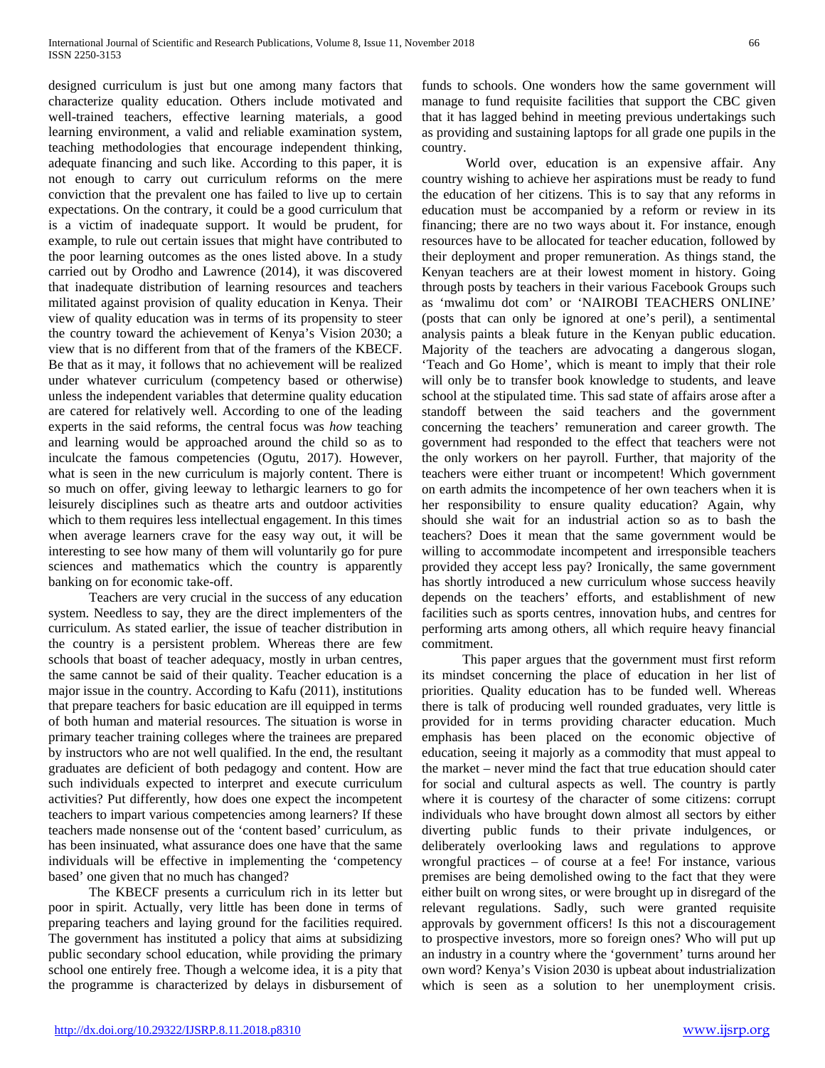designed curriculum is just but one among many factors that characterize quality education. Others include motivated and well-trained teachers, effective learning materials, a good learning environment, a valid and reliable examination system, teaching methodologies that encourage independent thinking, adequate financing and such like. According to this paper, it is not enough to carry out curriculum reforms on the mere conviction that the prevalent one has failed to live up to certain expectations. On the contrary, it could be a good curriculum that is a victim of inadequate support. It would be prudent, for example, to rule out certain issues that might have contributed to the poor learning outcomes as the ones listed above. In a study carried out by Orodho and Lawrence (2014), it was discovered that inadequate distribution of learning resources and teachers militated against provision of quality education in Kenya. Their view of quality education was in terms of its propensity to steer the country toward the achievement of Kenya's Vision 2030; a view that is no different from that of the framers of the KBECF. Be that as it may, it follows that no achievement will be realized under whatever curriculum (competency based or otherwise) unless the independent variables that determine quality education are catered for relatively well. According to one of the leading experts in the said reforms, the central focus was *how* teaching and learning would be approached around the child so as to inculcate the famous competencies (Ogutu, 2017). However, what is seen in the new curriculum is majorly content. There is so much on offer, giving leeway to lethargic learners to go for leisurely disciplines such as theatre arts and outdoor activities which to them requires less intellectual engagement. In this times when average learners crave for the easy way out, it will be interesting to see how many of them will voluntarily go for pure sciences and mathematics which the country is apparently banking on for economic take-off.

Teachers are very crucial in the success of any education system. Needless to say, they are the direct implementers of the curriculum. As stated earlier, the issue of teacher distribution in the country is a persistent problem. Whereas there are few schools that boast of teacher adequacy, mostly in urban centres, the same cannot be said of their quality. Teacher education is a major issue in the country. According to Kafu (2011), institutions that prepare teachers for basic education are ill equipped in terms of both human and material resources. The situation is worse in primary teacher training colleges where the trainees are prepared by instructors who are not well qualified. In the end, the resultant graduates are deficient of both pedagogy and content. How are such individuals expected to interpret and execute curriculum activities? Put differently, how does one expect the incompetent teachers to impart various competencies among learners? If these teachers made nonsense out of the 'content based' curriculum, as has been insinuated, what assurance does one have that the same individuals will be effective in implementing the 'competency based' one given that no much has changed?

The KBECF presents a curriculum rich in its letter but poor in spirit. Actually, very little has been done in terms of preparing teachers and laying ground for the facilities required. The government has instituted a policy that aims at subsidizing public secondary school education, while providing the primary school one entirely free. Though a welcome idea, it is a pity that the programme is characterized by delays in disbursement of funds to schools. One wonders how the same government will manage to fund requisite facilities that support the CBC given that it has lagged behind in meeting previous undertakings such as providing and sustaining laptops for all grade one pupils in the country.

World over, education is an expensive affair. Any country wishing to achieve her aspirations must be ready to fund the education of her citizens. This is to say that any reforms in education must be accompanied by a reform or review in its financing; there are no two ways about it. For instance, enough resources have to be allocated for teacher education, followed by their deployment and proper remuneration. As things stand, the Kenyan teachers are at their lowest moment in history. Going through posts by teachers in their various Facebook Groups such as 'mwalimu dot com' or 'NAIROBI TEACHERS ONLINE' (posts that can only be ignored at one's peril), a sentimental analysis paints a bleak future in the Kenyan public education. Majority of the teachers are advocating a dangerous slogan, 'Teach and Go Home', which is meant to imply that their role will only be to transfer book knowledge to students, and leave school at the stipulated time. This sad state of affairs arose after a standoff between the said teachers and the government concerning the teachers' remuneration and career growth. The government had responded to the effect that teachers were not the only workers on her payroll. Further, that majority of the teachers were either truant or incompetent! Which government on earth admits the incompetence of her own teachers when it is her responsibility to ensure quality education? Again, why should she wait for an industrial action so as to bash the teachers? Does it mean that the same government would be willing to accommodate incompetent and irresponsible teachers provided they accept less pay? Ironically, the same government has shortly introduced a new curriculum whose success heavily depends on the teachers' efforts, and establishment of new facilities such as sports centres, innovation hubs, and centres for performing arts among others, all which require heavy financial commitment.

This paper argues that the government must first reform its mindset concerning the place of education in her list of priorities. Quality education has to be funded well. Whereas there is talk of producing well rounded graduates, very little is provided for in terms providing character education. Much emphasis has been placed on the economic objective of education, seeing it majorly as a commodity that must appeal to the market – never mind the fact that true education should cater for social and cultural aspects as well. The country is partly where it is courtesy of the character of some citizens: corrupt individuals who have brought down almost all sectors by either diverting public funds to their private indulgences, or deliberately overlooking laws and regulations to approve wrongful practices – of course at a fee! For instance, various premises are being demolished owing to the fact that they were either built on wrong sites, or were brought up in disregard of the relevant regulations. Sadly, such were granted requisite approvals by government officers! Is this not a discouragement to prospective investors, more so foreign ones? Who will put up an industry in a country where the 'government' turns around her own word? Kenya's Vision 2030 is upbeat about industrialization which is seen as a solution to her unemployment crisis.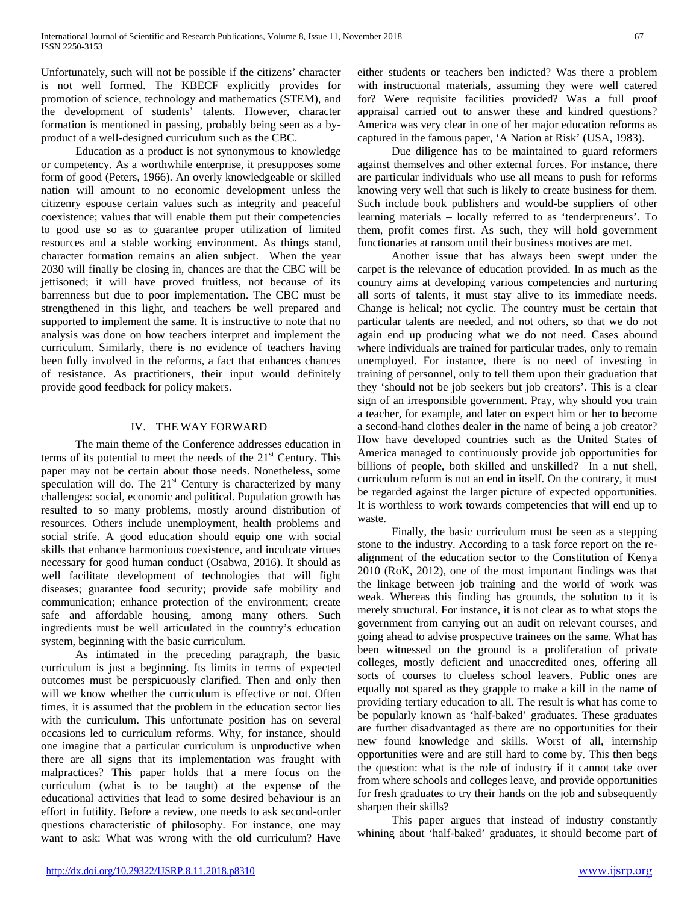Unfortunately, such will not be possible if the citizens' character is not well formed. The KBECF explicitly provides for promotion of science, technology and mathematics (STEM), and the development of students' talents. However, character formation is mentioned in passing, probably being seen as a by-product of a well-designed curriculum such as the CBC.

Education as a product is not synonymous to knowledge or competency. As a worthwhile enterprise, it presupposes some form of good (Peters, 1966). An overly knowledgeable or skilled nation will amount to no economic development unless the citizenry espouse certain values such as integrity and peaceful coexistence; values that will enable them put their competencies to good use so as to guarantee proper utilization of limited resources and a stable working environment. As things stand, character formation remains an alien subject. When the year 2030 will finally be closing in, chances are that the CBC will be jettisoned; it will have proved fruitless, not because of its barrenness but due to poor implementation. The CBC must be strengthened in this light, and teachers be well prepared and supported to implement the same. It is instructive to note that no analysis was done on how teachers interpret and implement the curriculum. Similarly, there is no evidence of teachers having been fully involved in the reforms, a fact that enhances chances of resistance. As practitioners, their input would definitely provide good feedback for policy makers.

## IV. THE WAY FORWARD

The main theme of the Conference addresses education in terms of its potential to meet the needs of the 21st Century. This paper may not be certain about those needs. Nonetheless, some speculation will do. The 21st Century is characterized by many challenges: social, economic and political. Population growth has resulted to so many problems, mostly around distribution of resources. Others include unemployment, health problems and social strife. A good education should equip one with social skills that enhance harmonious coexistence, and inculcate virtues necessary for good human conduct (Osabwa, 2016). It should as well facilitate development of technologies that will fight diseases; guarantee food security; provide safe mobility and communication; enhance protection of the environment; create safe and affordable housing, among many others. Such ingredients must be well articulated in the country's education system, beginning with the basic curriculum.

As intimated in the preceding paragraph, the basic curriculum is just a beginning. Its limits in terms of expected outcomes must be perspicuously clarified. Then and only then will we know whether the curriculum is effective or not. Often times, it is assumed that the problem in the education sector lies with the curriculum. This unfortunate position has on several occasions led to curriculum reforms. Why, for instance, should one imagine that a particular curriculum is unproductive when there are all signs that its implementation was fraught with malpractices? This paper holds that a mere focus on the curriculum (what is to be taught) at the expense of the educational activities that lead to some desired behaviour is an effort in futility. Before a review, one needs to ask second-order questions characteristic of philosophy. For instance, one may want to ask: What was wrong with the old curriculum? Have either students or teachers ben indicted? Was there a problem with instructional materials, assuming they were well catered for? Were requisite facilities provided? Was a full proof appraisal carried out to answer these and kindred questions? America was very clear in one of her major education reforms as captured in the famous paper, 'A Nation at Risk' (USA, 1983).

Due diligence has to be maintained to guard reformers against themselves and other external forces. For instance, there are particular individuals who use all means to push for reforms knowing very well that such is likely to create business for them. Such include book publishers and would-be suppliers of other learning materials – locally referred to as 'tenderpreneurs'. To them, profit comes first. As such, they will hold government functionaries at ransom until their business motives are met.

Another issue that has always been swept under the carpet is the relevance of education provided. In as much as the country aims at developing various competencies and nurturing all sorts of talents, it must stay alive to its immediate needs. Change is helical; not cyclic. The country must be certain that particular talents are needed, and not others, so that we do not again end up producing what we do not need. Cases abound where individuals are trained for particular trades, only to remain unemployed. For instance, there is no need of investing in training of personnel, only to tell them upon their graduation that they 'should not be job seekers but job creators'. This is a clear sign of an irresponsible government. Pray, why should you train a teacher, for example, and later on expect him or her to become a second-hand clothes dealer in the name of being a job creator? How have developed countries such as the United States of America managed to continuously provide job opportunities for billions of people, both skilled and unskilled? In a nut shell, curriculum reform is not an end in itself. On the contrary, it must be regarded against the larger picture of expected opportunities. It is worthless to work towards competencies that will end up to waste.

Finally, the basic curriculum must be seen as a stepping stone to the industry. According to a task force report on the re-alignment of the education sector to the Constitution of Kenya 2010 (RoK, 2012), one of the most important findings was that the linkage between job training and the world of work was weak. Whereas this finding has grounds, the solution to it is merely structural. For instance, it is not clear as to what stops the government from carrying out an audit on relevant courses, and going ahead to advise prospective trainees on the same. What has been witnessed on the ground is a proliferation of private colleges, mostly deficient and unaccredited ones, offering all sorts of courses to clueless school leavers. Public ones are equally not spared as they grapple to make a kill in the name of providing tertiary education to all. The result is what has come to be popularly known as 'half-baked' graduates. These graduates are further disadvantaged as there are no opportunities for their new found knowledge and skills. Worst of all, internship opportunities were and are still hard to come by. This then begs the question: what is the role of industry if it cannot take over from where schools and colleges leave, and provide opportunities for fresh graduates to try their hands on the job and subsequently sharpen their skills?

This paper argues that instead of industry constantly whining about 'half-baked' graduates, it should become part of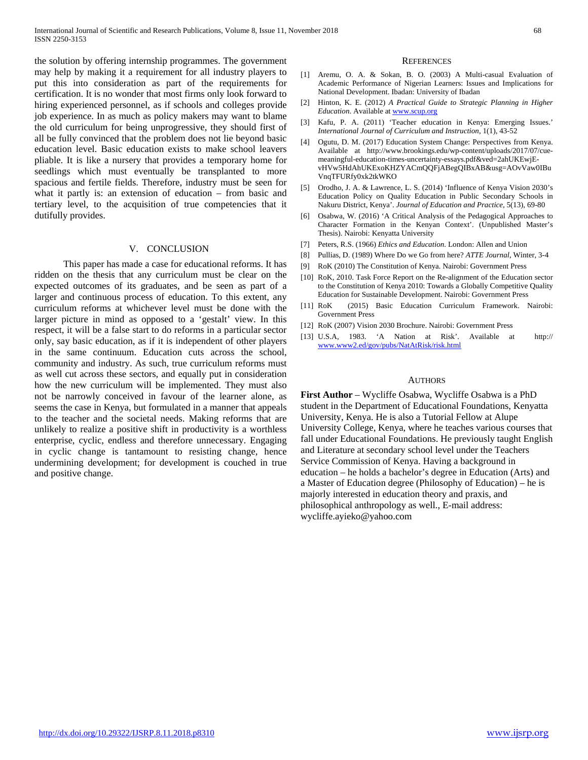the solution by offering internship programmes. The government may help by making it a requirement for all industry players to put this into consideration as part of the requirements for certification. It is no wonder that most firms only look forward to hiring experienced personnel, as if schools and colleges provide job experience. In as much as policy makers may want to blame the old curriculum for being unprogressive, they should first of all be fully convinced that the problem does not lie beyond basic education level. Basic education exists to make school leavers pliable. It is like a nursery that provides a temporary home for seedlings which must eventually be transplanted to more spacious and fertile fields. Therefore, industry must be seen for what it partly is: an extension of education – from basic and tertiary level, to the acquisition of true competencies that it dutifully provides.

## V. CONCLUSION

This paper has made a case for educational reforms. It has ridden on the thesis that any curriculum must be clear on the expected outcomes of its graduates, and be seen as part of a larger and continuous process of education. To this extent, any curriculum reforms at whichever level must be done with the larger picture in mind as opposed to a 'gestalt' view. In this respect, it will be a false start to do reforms in a particular sector only, say basic education, as if it is independent of other players in the same continuum. Education cuts across the school, community and industry. As such, true curriculum reforms must as well cut across these sectors, and equally put in consideration how the new curriculum will be implemented. They must also not be narrowly conceived in favour of the learner alone, as seems the case in Kenya, but formulated in a manner that appeals to the teacher and the societal needs. Making reforms that are unlikely to realize a positive shift in productivity is a worthless enterprise, cyclic, endless and therefore unnecessary. Engaging in cyclic change is tantamount to resisting change, hence undermining development; for development is couched in true and positive change.

## REFERENCES

[1] Aremu, O. A. & Sokan, B. O. (2003) A Multi-casual Evaluation of Academic Performance of Nigerian Learners: Issues and Implications for National Development. Ibadan: University of Ibadan

[2] Hinton, K. E. (2012) *A Practical Guide to Strategic Planning in Higher Education*. Available at www.scup.org

[3] Kafu, P. A. (2011) 'Teacher education in Kenya: Emerging Issues.' *International Journal of Curriculum and Instruction*, 1(1), 43-52

[4] Ogutu, D. M. (2017) Education System Change: Perspectives from Kenya. Available at http://www.brookings.edu/wp-content/uploads/2017/07/cue-meaningful-education-times-uncertainty-essays.pdf&ved=2ahUKEwjE-vHVw5HdAhUKExoKHZYACmQQFjABegQIBxAB&usg=AOvVaw0IBuVnqTFURfy0xk2tkWKO

[5] Orodho, J. A. & Lawrence, L. S. (2014) 'Influence of Kenya Vision 2030's Education Policy on Quality Education in Public Secondary Schools in Nakuru District, Kenya'. *Journal of Education and Practice*, 5(13), 69-80

[6] Osabwa, W. (2016) 'A Critical Analysis of the Pedagogical Approaches to Character Formation in the Kenyan Context'. (Unpublished Master's Thesis). Nairobi: Kenyatta University

[7] Peters, R.S. (1966) *Ethics and Education*. London: Allen and Union

[8] Pullias, D. (1989) Where Do we Go from here? *ATTE Journal*, Winter, 3-4

[9] RoK (2010) The Constitution of Kenya. Nairobi: Government Press

[10] RoK, 2010. Task Force Report on the Re-alignment of the Education sector to the Constitution of Kenya 2010: Towards a Globally Competitive Quality Education for Sustainable Development. Nairobi: Government Press

[11] RoK (2015) Basic Education Curriculum Framework. Nairobi: Government Press

[12] RoK (2007) Vision 2030 Brochure. Nairobi: Government Press

[13] U.S.A, 1983. 'A Nation at Risk'. Available at http:// www.www2.ed/gov/pubs/NatAtRisk/risk.html

## AUTHORS

**First Author** – Wycliffe Osabwa, Wycliffe Osabwa is a PhD student in the Department of Educational Foundations, Kenyatta University, Kenya. He is also a Tutorial Fellow at Alupe University College, Kenya, where he teaches various courses that fall under Educational Foundations. He previously taught English and Literature at secondary school level under the Teachers Service Commission of Kenya. Having a background in education – he holds a bachelor's degree in Education (Arts) and a Master of Education degree (Philosophy of Education) – he is majorly interested in education theory and praxis, and philosophical anthropology as well., E-mail address: wycliffe.ayieko@yahoo.com